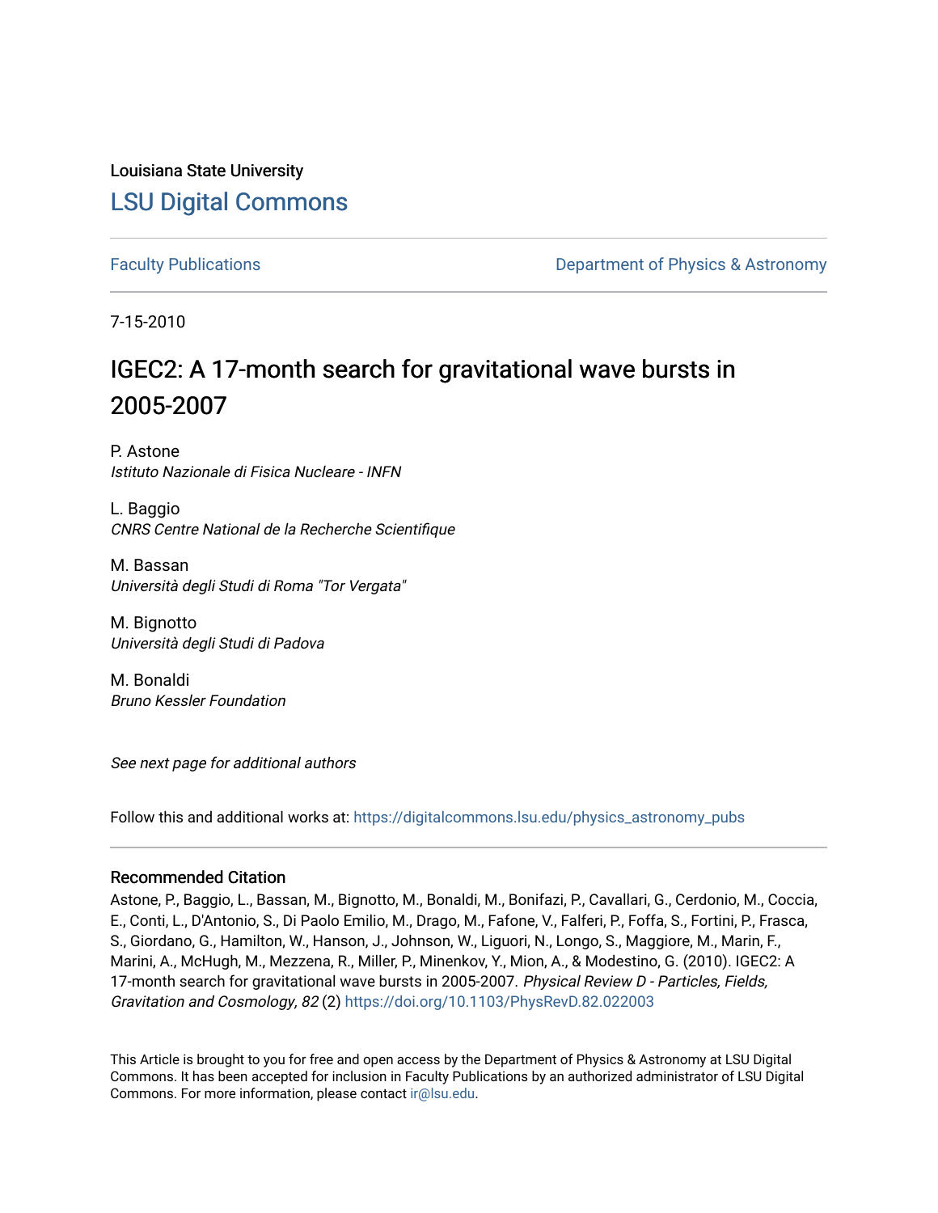Louisiana State University

# LSU Digital Commons

Faculty Publications

Department of Physics & Astronomy

7-15-2010

# IGEC2: A 17-month search for gravitational wave bursts in 2005-2007

P. Astone
*Istituto Nazionale de Fisica Nucleare - INFN*

L. Baggio
*CNRS Centre National de la Recherche Scientifique*

M. Bassan
*Università degli Studi di Roma "Tor Vergata"*

M. Bignotto
*Università degli Studi di Padova*

M. Bonaldi
*Bruno Kessler Foundation*

*See next page for additional authors*

Follow this and additional works at: https://digitalcommons.lsu.edu/physics_astronomy_pubs

## Recommended Citation

Astone, P., Baggio, L., Bassan, M., Bignotto, M., Bonaldi, M., Bonifazi, P., Cavallari, G., Cerdonio, M., Coccia, E., Conti, L., D'Antonio, S., Di Paolo Emilio, M., Drago, M., Fafone, V., Falferi, P., Foffa, S., Fortini, P., Frasca, S., Giordano, G., Hamilton, W., Hanson, J., Johnson, W., Liguori, N., Longo, S., Maggiore, M., Marin, F., Marini, A., McHugh, M., Mezzena, R., Miller, P., Minenkov, Y., Mion, A., & Modestino, G. (2010). IGEC2: A 17-month search for gravitational wave bursts in 2005-2007. *Physical Review D - Particles, Fields, Gravitation and Cosmology, 82* (2) https://doi.org/10.1103/PhysRevD.82.022003

This Article is brought to you for free and open access by the Department of Physics & Astronomy at LSU Digital Commons. It has been accepted for inclusion in Faculty Publications by an authorized administrator of LSU Digital Commons. For more information, please contact ir@lsu.edu.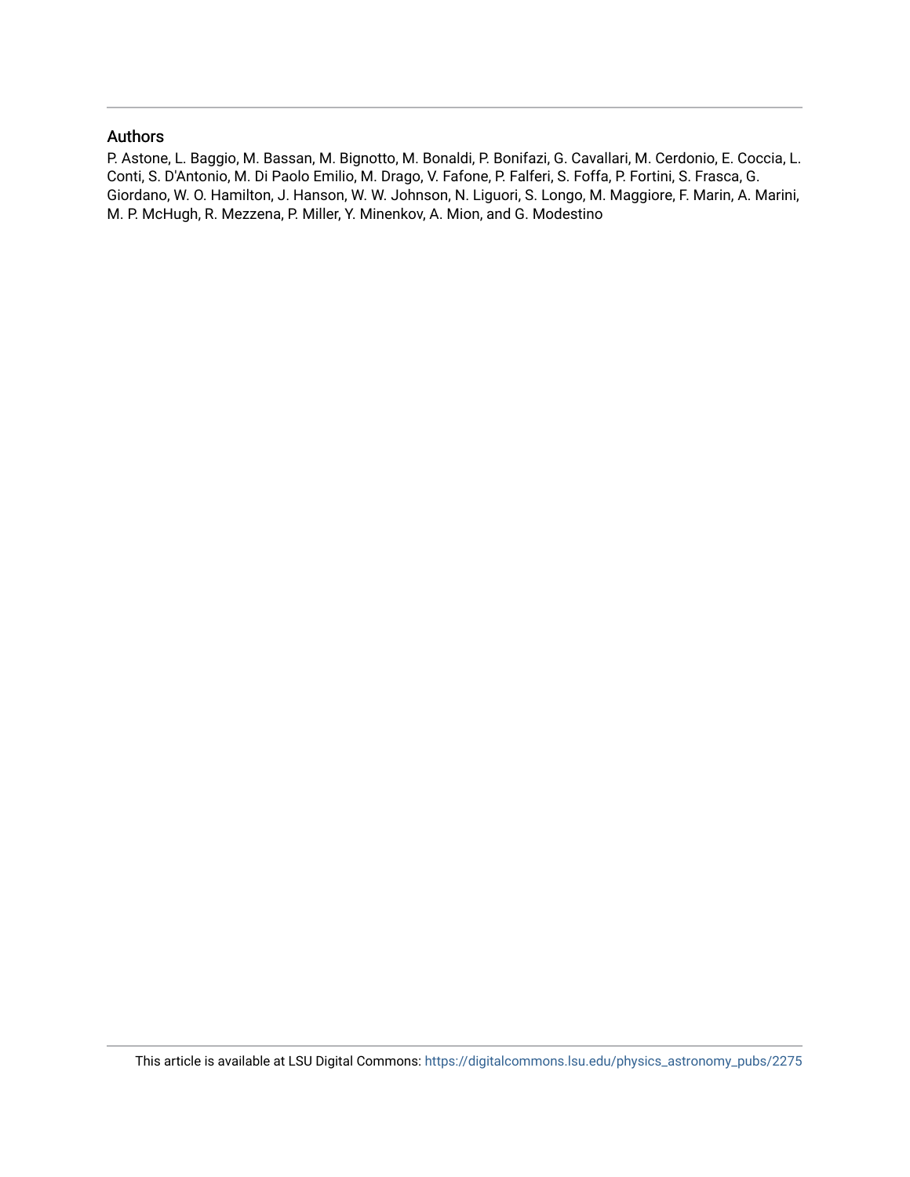## Authors

P. Astone, L. Baggio, M. Bassan, M. Bignotto, M. Bonaldi, P. Bonifazi, G. Cavallari, M. Cerdonio, E. Coccia, L. Conti, S. D'Antonio, M. Di Paolo Emilio, M. Drago, V. Fafone, P. Falferi, S. Foffa, P. Fortini, S. Frasca, G. Giordano, W. O. Hamilton, J. Hanson, W. W. Johnson, N. Liguori, S. Longo, M. Maggiore, F. Marin, A. Marini, M. P. McHugh, R. Mezzena, P. Miller, Y. Minenkov, A. Mion, and G. Modestino

This article is available at LSU Digital Commons: https://digitalcommons.lsu.edu/physics_astronomy_pubs/2275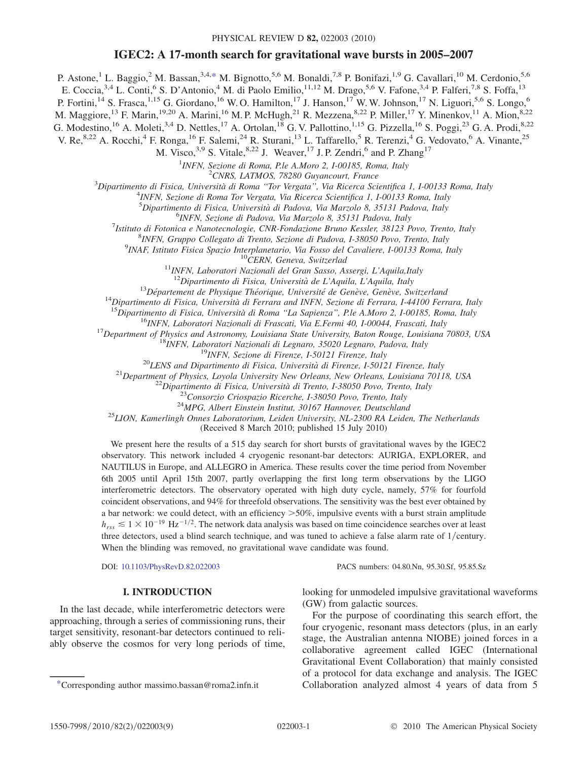# IGEC2: A 17-month search for gravitational wave bursts in 2005–2007

P. Astone,[1] L. Baggio,[2] M. Bassan,[3,4,*] M. Bignotto,[5,6] M. Bonaldi,[7,8] P. Bonifazi,[1,9] G. Cavallari,[10] M. Cerdonio,[5,6] E. Coccia,[3,4] L. Conti,[6] S. D'Antonio,[4] M. di Paolo Emilio,[11,12] M. Drago,[5,6] V. Fafone,[3,4] P. Falferi,[7,8] S. Foffa,[13] P. Fortini,[14] S. Frasca,[1,15] G. Giordano,[16] W. O. Hamilton,[17] J. Hanson,[17] W. W. Johnson,[17] N. Liguori,[5,6] S. Longo,[6] M. Maggiore,[13] F. Marin,[19,20] A. Marini,[16] M. P. McHugh,[21] R. Mezzena,[8,22] P. Miller,[17] Y. Minenkov,[11] A. Mion,[8,22] G. Modestino,[16] A. Moleti,[3,4] D. Nettles,[17] A. Ortolan,[18] G. V. Pallottino,[1,15] G. Pizzella,[16] S. Poggi,[23] G. A. Prodi,[8,22] V. Re,[8,22] A. Rocchi,[4] F. Ronga,[16] F. Salemi,[24] R. Sturani,[13] L. Taffarello,[5] R. Terenzi,[4] G. Vedovato,[6] A. Vinante,[25] M. Visco,[3,9] S. Vitale,[8,22] J. Weaver,[17] J. P. Zendri,[6] and P. Zhang[17]

[1]INFN, Sezione di Roma, P.le A.Moro 2, I-00185, Roma, Italy
[2]CNRS, LATMOS, 78280 Guyancourt, France
[3]Dipartimento di Fisica, Università di Roma "Tor Vergata", Via Ricerca Scientifica 1, I-00133 Roma, Italy
[4]INFN, Sezione di Roma Tor Vergata, Via Ricerca Scientifica 1, I-00133 Roma, Italy
[5]Dipartimento di Fisica, Università di Padova, Via Marzolo 8, 35131 Padova, Italy
[6]INFN, Sezione di Padova, Via Marzolo 8, 35131 Padova, Italy
[7]Istituto di Fotonica e Nanotecnologie, CNR-Fondazione Bruno Kessler, 38123 Povo, Trento, Italy
[8]INFN, Gruppo Collegato di Trento, Sezione di Padova, I-38050 Povo, Trento, Italy
[9]INAF, Istituto Fisica Spazio Interplanetario, Via Fosso del Cavaliere, I-00133 Roma, Italy
[10]CERN, Geneva, Switzerlad
[11]INFN, Laboratori Nazionali del Gran Sasso, Assergi, L'Aquila,Italy
[12]Dipartimento di Fisica, Università de L'Aquila, L'Aquila, Italy
[13]Département de Physique Théorique, Université de Genève, Genève, Switzerland
[14]Dipartimento di Fisica, Università di Ferrara and INFN, Sezione di Ferrara, I-44100 Ferrara, Italy
[15]Dipartimento di Fisica, Università di Roma "La Sapienza", P.le A.Moro 2, I-00185, Roma, Italy
[16]INFN, Laboratori Nazionali di Frascati, Via E.Fermi 40, I-00044, Frascati, Italy
[17]Department of Physics and Astronomy, Louisiana State University, Baton Rouge, Louisiana 70803, USA
[18]INFN, Laboratori Nazionali di Legnaro, 35020 Legnaro, Padova, Italy
[19]INFN, Sezione di Firenze, I-50121 Firenze, Italy
[20]LENS and Dipartimento di Fisica, Università di Firenze, I-50121 Firenze, Italy
[21]Department of Physics, Loyola University New Orleans, New Orleans, Louisiana 70118, USA
[22]Dipartimento di Fisica, Università di Trento, I-38050 Povo, Trento, Italy
[23]Consorzio Criospazio Ricerche, I-38050 Povo, Trento, Italy
[24]MPG, Albert Einstein Institut, 30167 Hannover, Deutschland
[25]LION, Kamerlingh Onnes Laboratorium, Leiden University, NL-2300 RA Leiden, The Netherlands

(Received 8 March 2010; published 15 July 2010)

We present here the results of a 515 day search for short bursts of gravitational waves by the IGEC2 observatory. This network included 4 cryogenic resonant-bar detectors: AURIGA, EXPLORER, and NAUTILUS in Europe, and ALLEGRO in America. These results cover the time period from November 6th 2005 until April 15th 2007, partly overlapping the first long term observations by the LIGO interferometric detectors. The observatory operated with high duty cycle, namely, 57% for fourfold coincident observations, and 94% for threefold observations. The sensitivity was the best ever obtained by a bar network: we could detect, with an efficiency >50%, impulsive events with a burst strain amplitude $h_{rss} \lesssim 1 \times 10^{-19}\ \mathrm{Hz}^{-1/2}$. The network data analysis was based on time coincidence searches over at least three detectors, used a blind search technique, and was tuned to achieve a false alarm rate of 1/century. When the blinding was removed, no gravitational wave candidate was found.

DOI: 10.1103/PhysRevD.82.022003 PACS numbers: 04.80.Nn, 95.30.Sf, 95.85.Sz

## I. INTRODUCTION

In the last decade, while interferometric detectors were approaching, through a series of commissioning runs, their target sensitivity, resonant-bar detectors continued to reliably observe the cosmos for very long periods of time, looking for unmodeled impulsive gravitational waveforms (GW) from galactic sources.

For the purpose of coordinating this search effort, the four cryogenic, resonant mass detectors (plus, in an early stage, the Australian antenna NIOBE) joined forces in a collaborative agreement called IGEC (International Gravitational Event Collaboration) that mainly consisted of a protocol for data exchange and analysis. The IGEC Collaboration analyzed almost 4 years of data from 5

*Corresponding author massimo.bassan@roma2.infn.it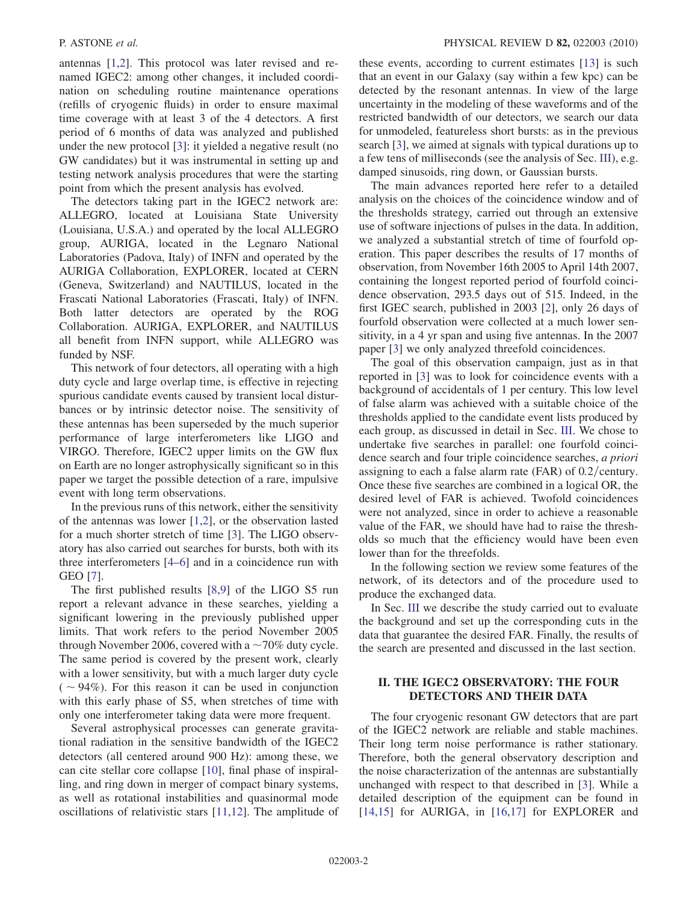antennas [1,2]. This protocol was later revised and renamed IGEC2: among other changes, it included coordination on scheduling routine maintenance operations (refills of cryogenic fluids) in order to ensure maximal time coverage with at least 3 of the 4 detectors. A first period of 6 months of data was analyzed and published under the new protocol [3]: it yielded a negative result (no GW candidates) but it was instrumental in setting up and testing network analysis procedures that were the starting point from which the present analysis has evolved.

The detectors taking part in the IGEC2 network are: ALLEGRO, located at Louisiana State University (Louisiana, U.S.A.) and operated by the local ALLEGRO group, AURIGA, located in the Legnaro National Laboratories (Padova, Italy) of INFN and operated by the AURIGA Collaboration, EXPLORER, located at CERN (Geneva, Switzerland) and NAUTILUS, located in the Frascati National Laboratories (Frascati, Italy) of INFN. Both latter detectors are operated by the ROG Collaboration. AURIGA, EXPLORER, and NAUTILUS all benefit from INFN support, while ALLEGRO was funded by NSF.

This network of four detectors, all operating with a high duty cycle and large overlap time, is effective in rejecting spurious candidate events caused by transient local disturbances or by intrinsic detector noise. The sensitivity of these antennas has been superseded by the much superior performance of large interferometers like LIGO and VIRGO. Therefore, IGEC2 upper limits on the GW flux on Earth are no longer astrophysically significant so in this paper we target the possible detection of a rare, impulsive event with long term observations.

In the previous runs of this network, either the sensitivity of the antennas was lower [1,2], or the observation lasted for a much shorter stretch of time [3]. The LIGO observatory has also carried out searches for bursts, both with its three interferometers [4–6] and in a coincidence run with GEO [7].

The first published results [8,9] of the LIGO S5 run report a relevant advance in these searches, yielding a significant lowering in the previously published upper limits. That work refers to the period November 2005 through November 2006, covered with a $\sim$70% duty cycle. The same period is covered by the present work, clearly with a lower sensitivity, but with a much larger duty cycle ($\sim$94%). For this reason it can be used in conjunction with this early phase of S5, when stretches of time with only one interferometer taking data were more frequent.

Several astrophysical processes can generate gravitational radiation in the sensitive bandwidth of the IGEC2 detectors (all centered around 900 Hz): among these, we can cite stellar core collapse [10], final phase of inspiralling, and ring down in merger of compact binary systems, as well as rotational instabilities and quasinormal mode oscillations of relativistic stars [11,12]. The amplitude of these events, according to current estimates [13] is such that an event in our Galaxy (say within a few kpc) can be detected by the resonant antennas. In view of the large uncertainty in the modeling of these waveforms and of the restricted bandwidth of our detectors, we search our data for unmodeled, featureless short bursts: as in the previous search [3], we aimed at signals with typical durations up to a few tens of milliseconds (see the analysis of Sec. III), e.g. damped sinusoids, ring down, or Gaussian bursts.

The main advances reported here refer to a detailed analysis on the choices of the coincidence window and of the thresholds strategy, carried out through an extensive use of software injections of pulses in the data. In addition, we analyzed a substantial stretch of time of fourfold operation. This paper describes the results of 17 months of observation, from November 16th 2005 to April 14th 2007, containing the longest reported period of fourfold coincidence observation, 293.5 days out of 515. Indeed, in the first IGEC search, published in 2003 [2], only 26 days of fourfold observation were collected at a much lower sensitivity, in a 4 yr span and using five antennas. In the 2007 paper [3] we only analyzed threefold coincidences.

The goal of this observation campaign, just as in that reported in [3] was to look for coincidence events with a background of accidentals of 1 per century. This low level of false alarm was achieved with a suitable choice of the thresholds applied to the candidate event lists produced by each group, as discussed in detail in Sec. III. We chose to undertake five searches in parallel: one fourfold coincidence search and four triple coincidence searches, *a priori* assigning to each a false alarm rate (FAR) of 0.2/century. Once these five searches are combined in a logical OR, the desired level of FAR is achieved. Twofold coincidences were not analyzed, since in order to achieve a reasonable value of the FAR, we should have had to raise the thresholds so much that the efficiency would have been even lower than for the threefolds.

In the following section we review some features of the network, of its detectors and of the procedure used to produce the exchanged data.

In Sec. III we describe the study carried out to evaluate the background and set up the corresponding cuts in the data that guarantee the desired FAR. Finally, the results of the search are presented and discussed in the last section.

## II. THE IGEC2 OBSERVATORY: THE FOUR DETECTORS AND THEIR DATA

The four cryogenic resonant GW detectors that are part of the IGEC2 network are reliable and stable machines. Their long term noise performance is rather stationary. Therefore, both the general observatory description and the noise characterization of the antennas are substantially unchanged with respect to that described in [3]. While a detailed description of the equipment can be found in [14,15] for AURIGA, in [16,17] for EXPLORER and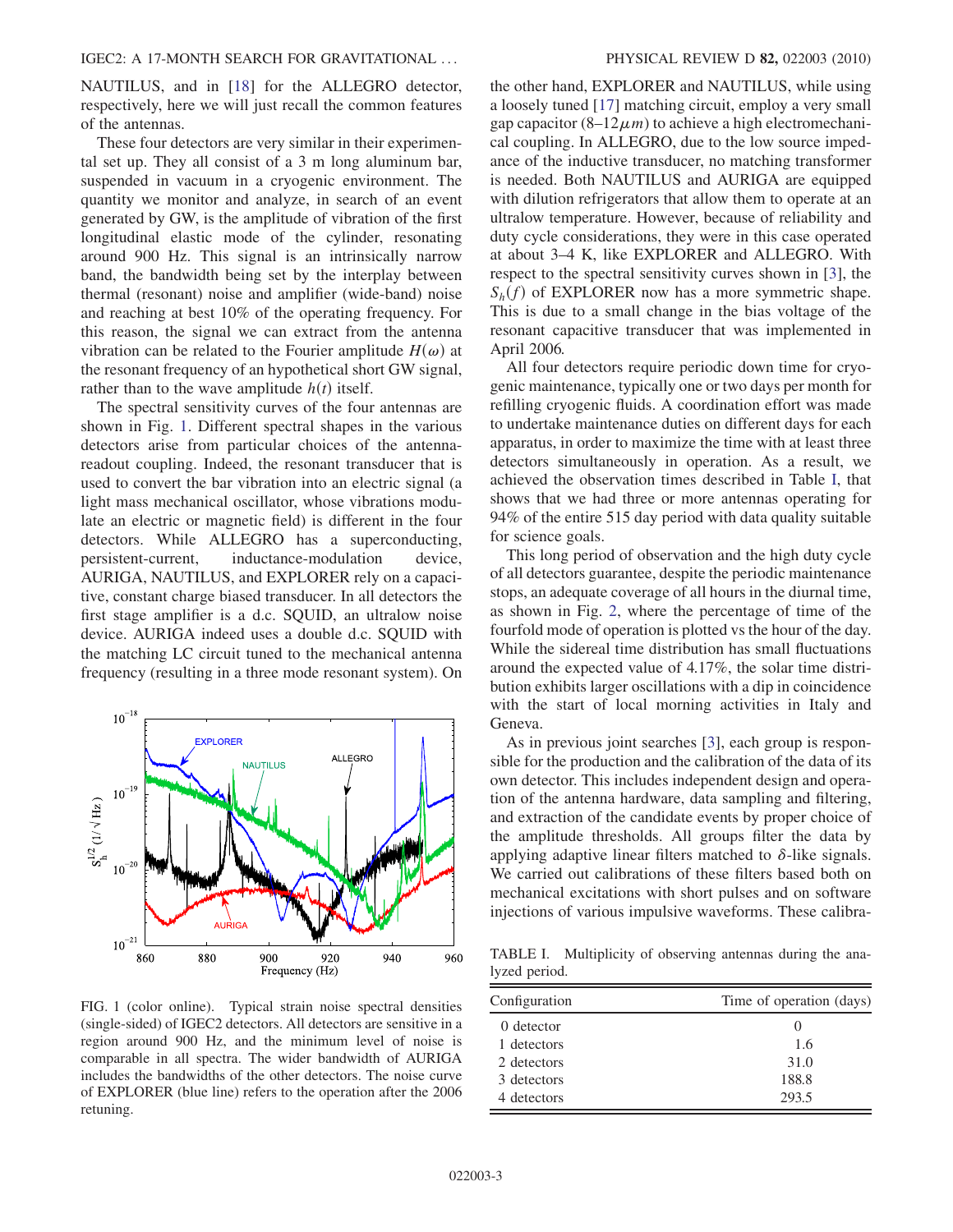NAUTILUS, and in [18] for the ALLEGRO detector, respectively, here we will just recall the common features of the antennas.

These four detectors are very similar in their experimental set up. They all consist of a 3 m long aluminum bar, suspended in vacuum in a cryogenic environment. The quantity we monitor and analyze, in search of an event generated by GW, is the amplitude of vibration of the first longitudinal elastic mode of the cylinder, resonating around 900 Hz. This signal is an intrinsically narrow band, the bandwidth being set by the interplay between thermal (resonant) noise and amplifier (wide-band) noise and reaching at best 10% of the operating frequency. For this reason, the signal we can extract from the antenna vibration can be related to the Fourier amplitude $H(\omega)$ at the resonant frequency of an hypothetical short GW signal, rather than to the wave amplitude $h(t)$ itself.

The spectral sensitivity curves of the four antennas are shown in Fig. 1. Different spectral shapes in the various detectors arise from particular choices of the antenna-readout coupling. Indeed, the resonant transducer that is used to convert the bar vibration into an electric signal (a light mass mechanical oscillator, whose vibrations modulate an electric or magnetic field) is different in the four detectors. While ALLEGRO has a superconducting, persistent-current, inductance-modulation device, AURIGA, NAUTILUS, and EXPLORER rely on a capacitive, constant charge biased transducer. In all detectors the first stage amplifier is a d.c. SQUID, an ultralow noise device. AURIGA indeed uses a double d.c. SQUID with the matching LC circuit tuned to the mechanical antenna frequency (resulting in a three mode resonant system). On the other hand, EXPLORER and NAUTILUS, while using a loosely tuned [17] matching circuit, employ a very small gap capacitor (8–12$\mu m$) to achieve a high electromechanical coupling. In ALLEGRO, due to the low source impedance of the inductive transducer, no matching transformer is needed. Both NAUTILUS and AURIGA are equipped with dilution refrigerators that allow them to operate at an ultralow temperature. However, because of reliability and duty cycle considerations, they were in this case operated at about 3–4 K, like EXPLORER and ALLEGRO. With respect to the spectral sensitivity curves shown in [3], the $S_h(f)$ of EXPLORER now has a more symmetric shape. This is due to a small change in the bias voltage of the resonant capacitive transducer that was implemented in April 2006.

FIG. 1 (color online). Typical strain noise spectral densities (single-sided) of IGEC2 detectors. All detectors are sensitive in a region around 900 Hz, and the minimum level of noise is comparable in all spectra. The wider bandwidth of AURIGA includes the bandwidths of the other detectors. The noise curve of EXPLORER (blue line) refers to the operation after the 2006 retuning.

All four detectors require periodic down time for cryogenic maintenance, typically one or two days per month for refilling cryogenic fluids. A coordination effort was made to undertake maintenance duties on different days for each apparatus, in order to maximize the time with at least three detectors simultaneously in operation. As a result, we achieved the observation times described in Table I, that shows that we had three or more antennas operating for 94% of the entire 515 day period with data quality suitable for science goals.

This long period of observation and the high duty cycle of all detectors guarantee, despite the periodic maintenance stops, an adequate coverage of all hours in the diurnal time, as shown in Fig. 2, where the percentage of time of the fourfold mode of operation is plotted vs the hour of the day. While the sidereal time distribution has small fluctuations around the expected value of 4.17%, the solar time distribution exhibits larger oscillations with a dip in coincidence with the start of local morning activities in Italy and Geneva.

As in previous joint searches [3], each group is responsible for the production and the calibration of the data of its own detector. This includes independent design and operation of the antenna hardware, data sampling and filtering, and extraction of the candidate events by proper choice of the amplitude thresholds. All groups filter the data by applying adaptive linear filters matched to $\delta$-like signals. We carried out calibrations of these filters based both on mechanical excitations with short pulses and on software injections of various impulsive waveforms. These calibra-

TABLE I. Multiplicity of observing antennas during the analyzed period.

| Configuration | Time of operation (days) |
|---|---|
| 0 detector | 0 |
| 1 detectors | 1.6 |
| 2 detectors | 31.0 |
| 3 detectors | 188.8 |
| 4 detectors | 293.5 |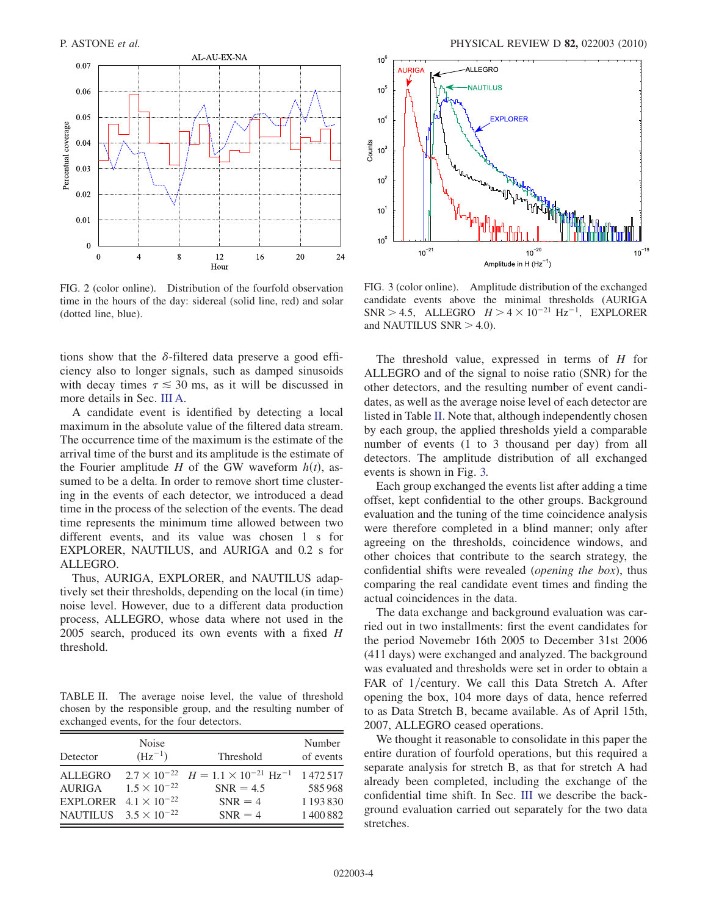FIG. 2 (color online). Distribution of the fourfold observation time in the hours of the day: sidereal (solid line, red) and solar (dotted line, blue).

FIG. 3 (color online). Amplitude distribution of the exchanged candidate events above the minimal thresholds (AURIGA SNR $> 4.5$, ALLEGRO $H > 4 \times 10^{-21}$ Hz$^{-1}$, EXPLORER and NAUTILUS SNR $> 4.0$).

tions show that the $\delta$-filtered data preserve a good efficiency also to longer signals, such as damped sinusoids with decay times $\tau \lesssim 30$ ms, as it will be discussed in more details in Sec. III A.

A candidate event is identified by detecting a local maximum in the absolute value of the filtered data stream. The occurrence time of the maximum is the estimate of the arrival time of the burst and its amplitude is the estimate of the Fourier amplitude $H$ of the GW waveform $h(t)$, assumed to be a delta. In order to remove short time clustering in the events of each detector, we introduced a dead time in the process of the selection of the events. The dead time represents the minimum time allowed between two different events, and its value was chosen 1 s for EXPLORER, NAUTILUS, and AURIGA and 0.2 s for ALLEGRO.

Thus, AURIGA, EXPLORER, and NAUTILUS adaptively set their thresholds, depending on the local (in time) noise level. However, due to a different data production process, ALLEGRO, whose data where not used in the 2005 search, produced its own events with a fixed $H$ threshold.

TABLE II. The average noise level, the value of threshold chosen by the responsible group, and the resulting number of exchanged events, for the four detectors.

| Detector | Noise (Hz$^{-1}$) | Threshold | Number of events |
|---|---|---|---|
| ALLEGRO | $2.7 \times 10^{-22}$ | $H = 1.1 \times 10^{-21}$ Hz$^{-1}$ | 1 472 517 |
| AURIGA | $1.5 \times 10^{-22}$ | SNR = 4.5 | 585 968 |
| EXPLORER | $4.1 \times 10^{-22}$ | SNR = 4 | 1 193 830 |
| NAUTILUS | $3.5 \times 10^{-22}$ | SNR = 4 | 1 400 882 |

The threshold value, expressed in terms of $H$ for ALLEGRO and of the signal to noise ratio (SNR) for the other detectors, and the resulting number of event candidates, as well as the average noise level of each detector are listed in Table II. Note that, although independently chosen by each group, the applied thresholds yield a comparable number of events (1 to 3 thousand per day) from all detectors. The amplitude distribution of all exchanged events is shown in Fig. 3.

Each group exchanged the events list after adding a time offset, kept confidential to the other groups. Background evaluation and the tuning of the time coincidence analysis were therefore completed in a blind manner; only after agreeing on the thresholds, coincidence windows, and other choices that contribute to the search strategy, the confidential shifts were revealed (*opening the box*), thus comparing the real candidate event times and finding the actual coincidences in the data.

The data exchange and background evaluation was carried out in two installments: first the event candidates for the period Novemebr 16th 2005 to December 31st 2006 (411 days) were exchanged and analyzed. The background was evaluated and thresholds were set in order to obtain a FAR of 1/century. We call this Data Stretch A. After opening the box, 104 more days of data, hence referred to as Data Stretch B, became available. As of April 15th, 2007, ALLEGRO ceased operations.

We thought it reasonable to consolidate in this paper the entire duration of fourfold operations, but this required a separate analysis for stretch B, as that for stretch A had already been completed, including the exchange of the confidential time shift. In Sec. III we describe the background evaluation carried out separately for the two data stretches.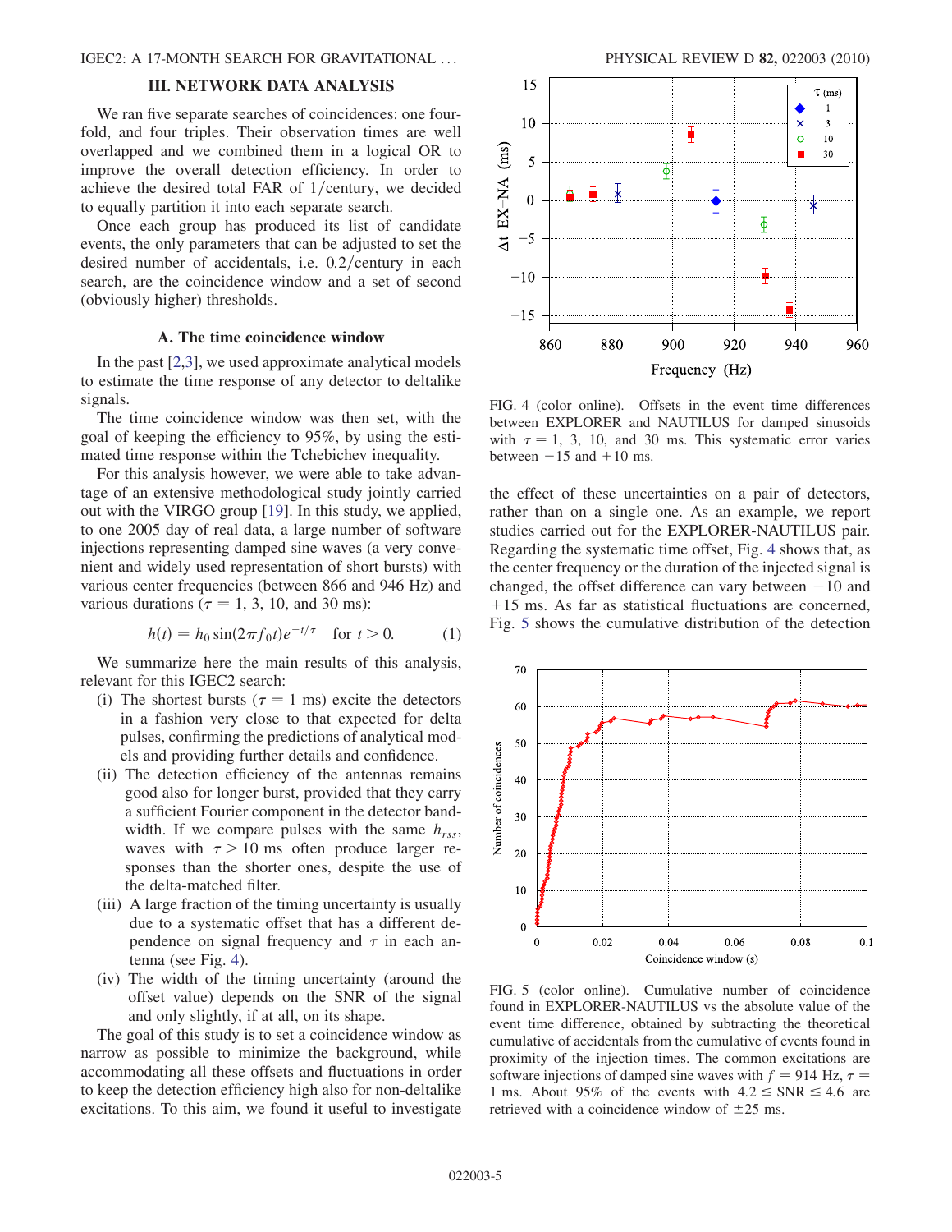## III. NETWORK DATA ANALYSIS

We ran five separate searches of coincidences: one fourfold, and four triples. Their observation times are well overlapped and we combined them in a logical OR to improve the overall detection efficiency. In order to achieve the desired total FAR of 1/century, we decided to equally partition it into each separate search.

Once each group has produced its list of candidate events, the only parameters that can be adjusted to set the desired number of accidentals, i.e. 0.2/century in each search, are the coincidence window and a set of second (obviously higher) thresholds.

### A. The time coincidence window

In the past [2,3], we used approximate analytical models to estimate the time response of any detector to deltalike signals.

The time coincidence window was then set, with the goal of keeping the efficiency to 95%, by using the estimated time response within the Tchebichev inequality.

For this analysis however, we were able to take advantage of an extensive methodological study jointly carried out with the VIRGO group [19]. In this study, we applied, to one 2005 day of real data, a large number of software injections representing damped sine waves (a very convenient and widely used representation of short bursts) with various center frequencies (between 866 and 946 Hz) and various durations ($\tau = 1$, 3, 10, and 30 ms):

$$h(t) = h_0 \sin(2\pi f_0 t) e^{-t/\tau} \quad \text{for } t > 0. \tag{1}$$

We summarize here the main results of this analysis, relevant for this IGEC2 search:

(i) The shortest bursts ($\tau = 1$ ms) excite the detectors in a fashion very close to that expected for delta pulses, confirming the predictions of analytical models and providing further details and confidence.

(ii) The detection efficiency of the antennas remains good also for longer burst, provided that they carry a sufficient Fourier component in the detector bandwidth. If we compare pulses with the same $h_{rss}$, waves with $\tau > 10$ ms often produce larger responses than the shorter ones, despite the use of the delta-matched filter.

(iii) A large fraction of the timing uncertainty is usually due to a systematic offset that has a different dependence on signal frequency and $\tau$ in each antenna (see Fig. 4).

(iv) The width of the timing uncertainty (around the offset value) depends on the SNR of the signal and only slightly, if at all, on its shape.

The goal of this study is to set a coincidence window as narrow as possible to minimize the background, while accommodating all these offsets and fluctuations in order to keep the detection efficiency high also for non-deltalike excitations. To this aim, we found it useful to investigate the effect of these uncertainties on a pair of detectors, rather than on a single one. As an example, we report studies carried out for the EXPLORER-NAUTILUS pair. Regarding the systematic time offset, Fig. 4 shows that, as the center frequency or the duration of the injected signal is changed, the offset difference can vary between −10 and +15 ms. As far as statistical fluctuations are concerned, Fig. 5 shows the cumulative distribution of the detection

FIG. 4 (color online). Offsets in the event time differences between EXPLORER and NAUTILUS for damped sinusoids with $\tau = 1$, 3, 10, and 30 ms. This systematic error varies between −15 and +10 ms.

FIG. 5 (color online). Cumulative number of coincidence found in EXPLORER-NAUTILUS vs the absolute value of the event time difference, obtained by subtracting the theoretical cumulative of accidentals from the cumulative of events found in proximity of the injection times. The common excitations are software injections of damped sine waves with $f = 914$ Hz, $\tau = 1$ ms. About 95% of the events with $4.2 \leq \text{SNR} \leq 4.6$ are retrieved with a coincidence window of ±25 ms.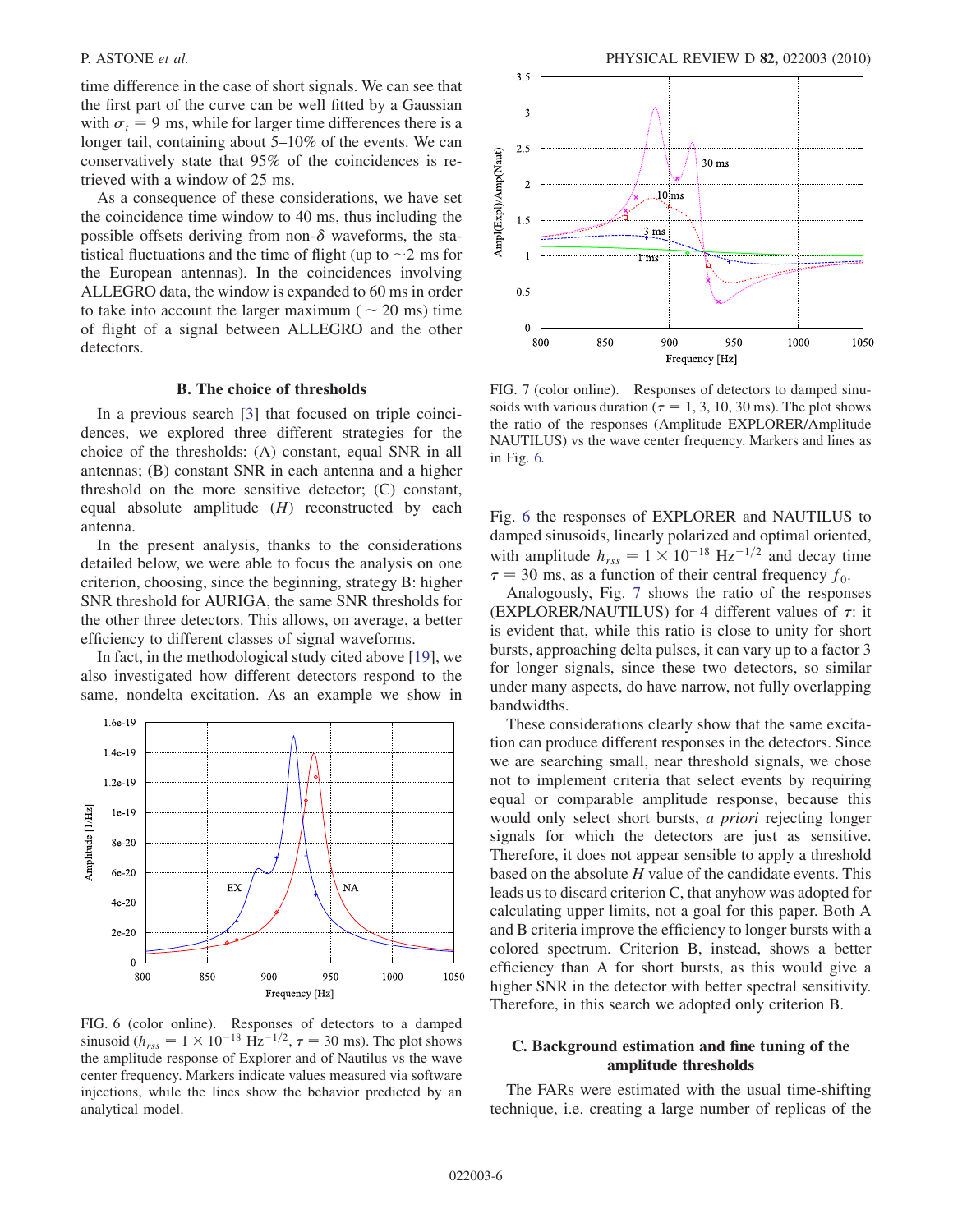time difference in the case of short signals. We can see that the first part of the curve can be well fitted by a Gaussian with $\sigma_t = 9$ ms, while for larger time differences there is a longer tail, containing about 5–10% of the events. We can conservatively state that 95% of the coincidences is retrieved with a window of 25 ms.

As a consequence of these considerations, we have set the coincidence time window to 40 ms, thus including the possible offsets deriving from non-$\delta$ waveforms, the statistical fluctuations and the time of flight (up to ~2 ms for the European antennas). In the coincidences involving ALLEGRO data, the window is expanded to 60 ms in order to take into account the larger maximum ( ~ 20 ms) time of flight of a signal between ALLEGRO and the other detectors.

### B. The choice of thresholds

In a previous search [3] that focused on triple coincidences, we explored three different strategies for the choice of the thresholds: (A) constant, equal SNR in all antennas; (B) constant SNR in each antenna and a higher threshold on the more sensitive detector; (C) constant, equal absolute amplitude ($H$) reconstructed by each antenna.

In the present analysis, thanks to the considerations detailed below, we were able to focus the analysis on one criterion, choosing, since the beginning, strategy B: higher SNR threshold for AURIGA, the same SNR thresholds for the other three detectors. This allows, on average, a better efficiency to different classes of signal waveforms.

In fact, in the methodological study cited above [19], we also investigated how different detectors respond to the same, nondelta excitation. As an example we show in Fig. 6 the responses of EXPLORER and NAUTILUS to damped sinusoids, linearly polarized and optimal oriented, with amplitude $h_{rss} = 1 \times 10^{-18}$ Hz$^{-1/2}$ and decay time $\tau = 30$ ms, as a function of their central frequency $f_0$.

FIG. 6 (color online). Responses of detectors to a damped sinusoid ($h_{rss} = 1 \times 10^{-18}$ Hz$^{-1/2}$, $\tau = 30$ ms). The plot shows the amplitude response of Explorer and of Nautilus vs the wave center frequency. Markers indicate values measured via software injections, while the lines show the behavior predicted by an analytical model.

FIG. 7 (color online). Responses of detectors to damped sinusoids with various duration ($\tau = 1, 3, 10, 30$ ms). The plot shows the ratio of the responses (Amplitude EXPLORER/Amplitude NAUTILUS) vs the wave center frequency. Markers and lines as in Fig. 6.

Analogously, Fig. 7 shows the ratio of the responses (EXPLORER/NAUTILUS) for 4 different values of $\tau$: it is evident that, while this ratio is close to unity for short bursts, approaching delta pulses, it can vary up to a factor 3 for longer signals, since these two detectors, so similar under many aspects, do have narrow, not fully overlapping bandwidths.

These considerations clearly show that the same excitation can produce different responses in the detectors. Since we are searching small, near threshold signals, we chose not to implement criteria that select events by requiring equal or comparable amplitude response, because this would only select short bursts, *a priori* rejecting longer signals for which the detectors are just as sensitive. Therefore, it does not appear sensible to apply a threshold based on the absolute $H$ value of the candidate events. This leads us to discard criterion C, that anyhow was adopted for calculating upper limits, not a goal for this paper. Both A and B criteria improve the efficiency to longer bursts with a colored spectrum. Criterion B, instead, shows a better efficiency than A for short bursts, as this would give a higher SNR in the detector with better spectral sensitivity. Therefore, in this search we adopted only criterion B.

### C. Background estimation and fine tuning of the amplitude thresholds

The FARs were estimated with the usual time-shifting technique, i.e. creating a large number of replicas of the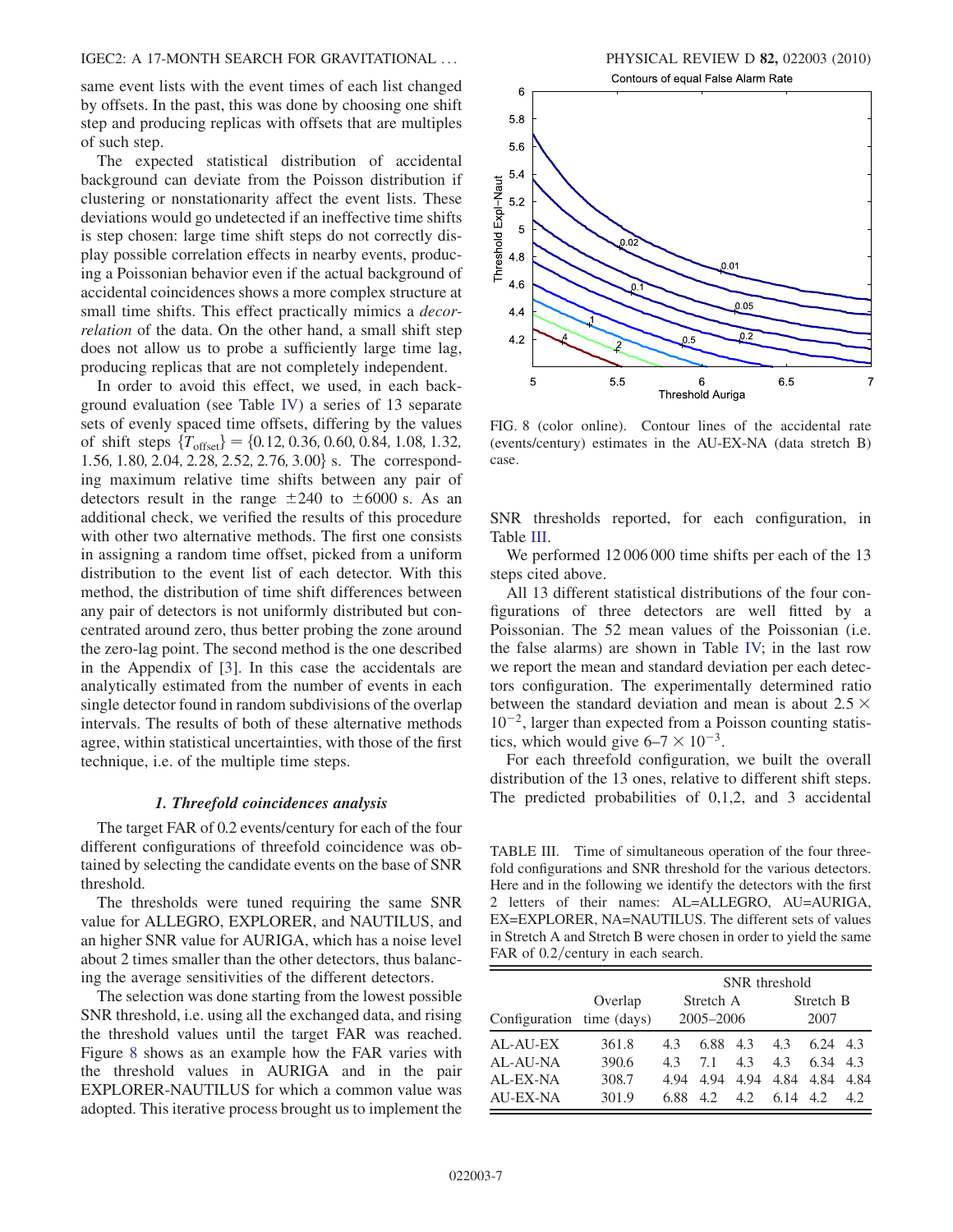same event lists with the event times of each list changed by offsets. In the past, this was done by choosing one shift step and producing replicas with offsets that are multiples of such step.

The expected statistical distribution of accidental background can deviate from the Poisson distribution if clustering or nonstationarity affect the event lists. These deviations would go undetected if an ineffective time shifts is step chosen: large time shift steps do not correctly display possible correlation effects in nearby events, producing a Poissonian behavior even if the actual background of accidental coincidences shows a more complex structure at small time shifts. This effect practically mimics a *decorrelation* of the data. On the other hand, a small shift step does not allow us to probe a sufficiently large time lag, producing replicas that are not completely independent.

In order to avoid this effect, we used, in each background evaluation (see Table IV) a series of 13 separate sets of evenly spaced time offsets, differing by the values of shift steps $\{T_{\rm offset}\} = \{0.12, 0.36, 0.60, 0.84, 1.08, 1.32, 1.56, 1.80, 2.04, 2.28, 2.52, 2.76, 3.00\}$ s. The corresponding maximum relative time shifts between any pair of detectors result in the range $\pm 240$ to $\pm 6000$ s. As an additional check, we verified the results of this procedure with other two alternative methods. The first one consists in assigning a random time offset, picked from a uniform distribution to the event list of each detector. With this method, the distribution of time shift differences between any pair of detectors is not uniformly distributed but concentrated around zero, thus better probing the zone around the zero-lag point. The second method is the one described in the Appendix of [3]. In this case the accidentals are analytically estimated from the number of events in each single detector found in random subdivisions of the overlap intervals. The results of both of these alternative methods agree, within statistical uncertainties, with those of the first technique, i.e. of the multiple time steps.

#### 1. Threefold coincidences analysis

The target FAR of 0.2 events/century for each of the four different configurations of threefold coincidence was obtained by selecting the candidate events on the base of SNR threshold.

The thresholds were tuned requiring the same SNR value for ALLEGRO, EXPLORER, and NAUTILUS, and an higher SNR value for AURIGA, which has a noise level about 2 times smaller than the other detectors, thus balancing the average sensitivities of the different detectors.

The selection was done starting from the lowest possible SNR threshold, i.e. using all the exchanged data, and rising the threshold values until the target FAR was reached. Figure 8 shows as an example how the FAR varies with the threshold values in AURIGA and in the pair EXPLORER-NAUTILUS for which a common value was adopted. This iterative process brought us to implement the SNR thresholds reported, for each configuration, in Table III.

FIG. 8 (color online). Contour lines of the accidental rate (events/century) estimates in the AU-EX-NA (data stretch B) case.

We performed 12 006 000 time shifts per each of the 13 steps cited above.

All 13 different statistical distributions of the four configurations of three detectors are well fitted by a Poissonian. The 52 mean values of the Poissonian (i.e. the false alarms) are shown in Table IV; in the last row we report the mean and standard deviation per each detectors configuration. The experimentally determined ratio between the standard deviation and mean is about $2.5 \times 10^{-2}$, larger than expected from a Poisson counting statistics, which would give $6$–$7 \times 10^{-3}$.

For each threefold configuration, we built the overall distribution of the 13 ones, relative to different shift steps. The predicted probabilities of 0,1,2, and 3 accidental

TABLE III. Time of simultaneous operation of the four threefold configurations and SNR threshold for the various detectors. Here and in the following we identify the detectors with the first 2 letters of their names: AL=ALLEGRO, AU=AURIGA, EX=EXPLORER, NA=NAUTILUS. The different sets of values in Stretch A and Stretch B were chosen in order to yield the same FAR of 0.2/century in each search.

| Configuration | Overlap time (days) | SNR threshold Stretch A 2005–2006 | | | Stretch B 2007 | | |
|---|---|---|---|---|---|---|---|
| AL-AU-EX | 361.8 | 4.3 | 6.88 | 4.3 | 4.3 | 6.24 | 4.3 |
| AL-AU-NA | 390.6 | 4.3 | 7.1 | 4.3 | 4.3 | 6.34 | 4.3 |
| AL-EX-NA | 308.7 | 4.94 | 4.94 | 4.94 | 4.84 | 4.84 | 4.84 |
| AU-EX-NA | 301.9 | 6.88 | 4.2 | 4.2 | 6.14 | 4.2 | 4.2 |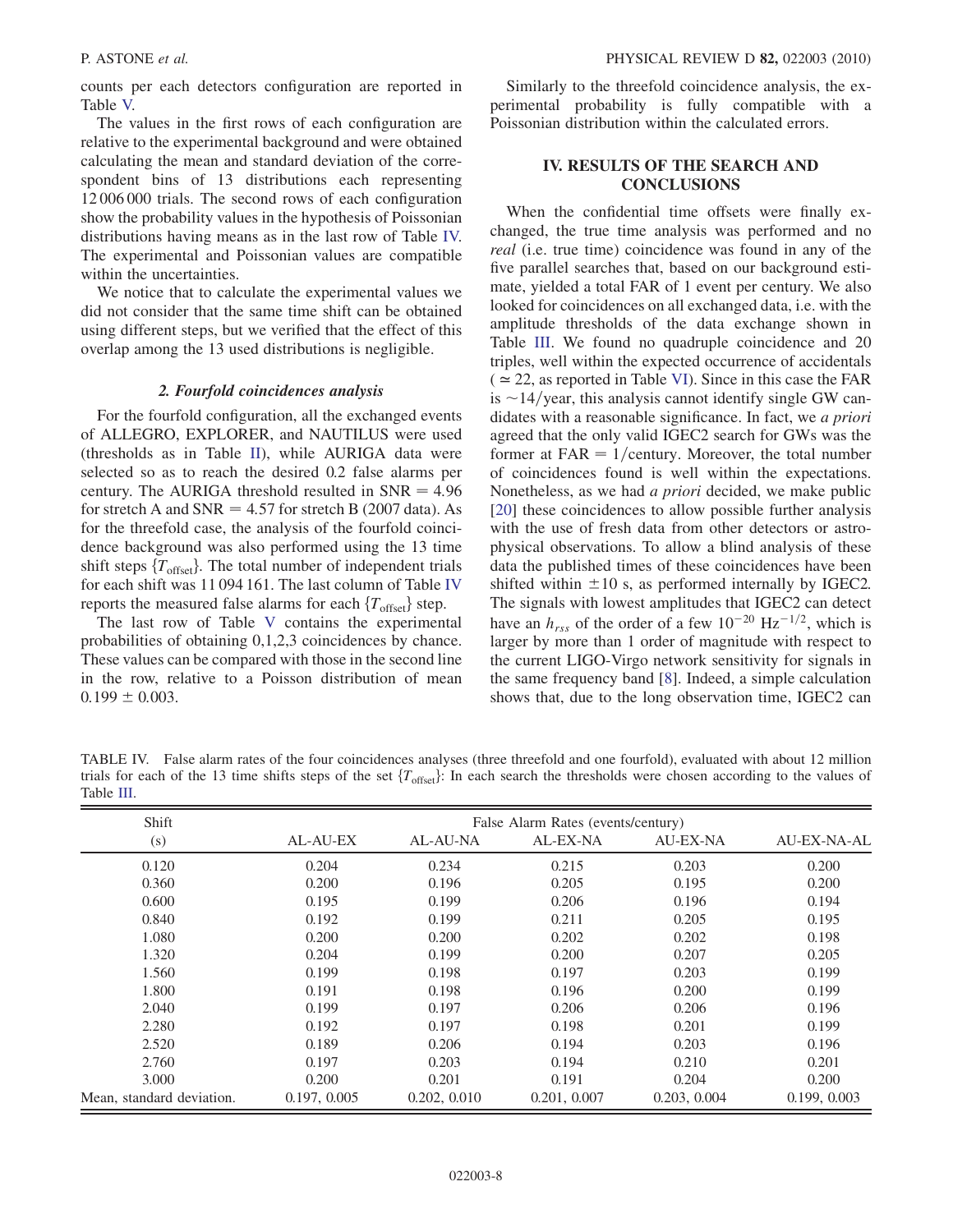counts per each detectors configuration are reported in Table V.

The values in the first rows of each configuration are relative to the experimental background and were obtained calculating the mean and standard deviation of the correspondent bins of 13 distributions each representing 12 006 000 trials. The second rows of each configuration show the probability values in the hypothesis of Poissonian distributions having means as in the last row of Table IV. The experimental and Poissonian values are compatible within the uncertainties.

We notice that to calculate the experimental values we did not consider that the same time shift can be obtained using different steps, but we verified that the effect of this overlap among the 13 used distributions is negligible.

#### 2. Fourfold coincidences analysis

For the fourfold configuration, all the exchanged events of ALLEGRO, EXPLORER, and NAUTILUS were used (thresholds as in Table II), while AURIGA data were selected so as to reach the desired 0.2 false alarms per century. The AURIGA threshold resulted in SNR = 4.96 for stretch A and SNR = 4.57 for stretch B (2007 data). As for the threefold case, the analysis of the fourfold coincidence background was also performed using the 13 time shift steps $\{T_{\rm offset}\}$. The total number of independent trials for each shift was 11 094 161. The last column of Table IV reports the measured false alarms for each $\{T_{\rm offset}\}$ step.

The last row of Table V contains the experimental probabilities of obtaining 0,1,2,3 coincidences by chance. These values can be compared with those in the second line in the row, relative to a Poisson distribution of mean $0.199 \pm 0.003$.

Similarly to the threefold coincidence analysis, the experimental probability is fully compatible with a Poissonian distribution within the calculated errors.

## IV. RESULTS OF THE SEARCH AND CONCLUSIONS

When the confidential time offsets were finally exchanged, the true time analysis was performed and no *real* (i.e. true time) coincidence was found in any of the five parallel searches that, based on our background estimate, yielded a total FAR of 1 event per century. We also looked for coincidences on all exchanged data, i.e. with the amplitude thresholds of the data exchange shown in Table III. We found no quadruple coincidence and 20 triples, well within the expected occurrence of accidentals ($\simeq 22$, as reported in Table VI). Since in this case the FAR is $\sim 14$/year, this analysis cannot identify single GW candidates with a reasonable significance. In fact, we *a priori* agreed that the only valid IGEC2 search for GWs was the former at FAR = 1/century. Moreover, the total number of coincidences found is well within the expectations. Nonetheless, as we had *a priori* decided, we make public [20] these coincidences to allow possible further analysis with the use of fresh data from other detectors or astrophysical observations. To allow a blind analysis of these data the published times of these coincidences have been shifted within $\pm 10$ s, as performed internally by IGEC2. The signals with lowest amplitudes that IGEC2 can detect have an $h_{rss}$ of the order of a few $10^{-20}$ $\mathrm{Hz}^{-1/2}$, which is larger by more than 1 order of magnitude with respect to the current LIGO-Virgo network sensitivity for signals in the same frequency band [8]. Indeed, a simple calculation shows that, due to the long observation time, IGEC2 can

TABLE IV. False alarm rates of the four coincidences analyses (three threefold and one fourfold), evaluated with about 12 million trials for each of the 13 time shifts steps of the set $\{T_{\rm offset}\}$: In each search the thresholds were chosen according to the values of Table III.

| Shift | False Alarm Rates (events/century) | | | | |
|---|---|---|---|---|---|
| (s) | AL-AU-EX | AL-AU-NA | AL-EX-NA | AU-EX-NA | AU-EX-NA-AL |
| 0.120 | 0.204 | 0.234 | 0.215 | 0.203 | 0.200 |
| 0.360 | 0.200 | 0.196 | 0.205 | 0.195 | 0.200 |
| 0.600 | 0.195 | 0.199 | 0.206 | 0.196 | 0.194 |
| 0.840 | 0.192 | 0.199 | 0.211 | 0.205 | 0.195 |
| 1.080 | 0.200 | 0.200 | 0.202 | 0.202 | 0.198 |
| 1.320 | 0.204 | 0.199 | 0.200 | 0.207 | 0.205 |
| 1.560 | 0.199 | 0.198 | 0.197 | 0.203 | 0.199 |
| 1.800 | 0.191 | 0.198 | 0.196 | 0.200 | 0.199 |
| 2.040 | 0.199 | 0.197 | 0.206 | 0.206 | 0.196 |
| 2.280 | 0.192 | 0.197 | 0.198 | 0.201 | 0.199 |
| 2.520 | 0.189 | 0.206 | 0.194 | 0.203 | 0.196 |
| 2.760 | 0.197 | 0.203 | 0.194 | 0.210 | 0.201 |
| 3.000 | 0.200 | 0.201 | 0.191 | 0.204 | 0.200 |
| Mean, standard deviation. | 0.197, 0.005 | 0.202, 0.010 | 0.201, 0.007 | 0.203, 0.004 | 0.199, 0.003 |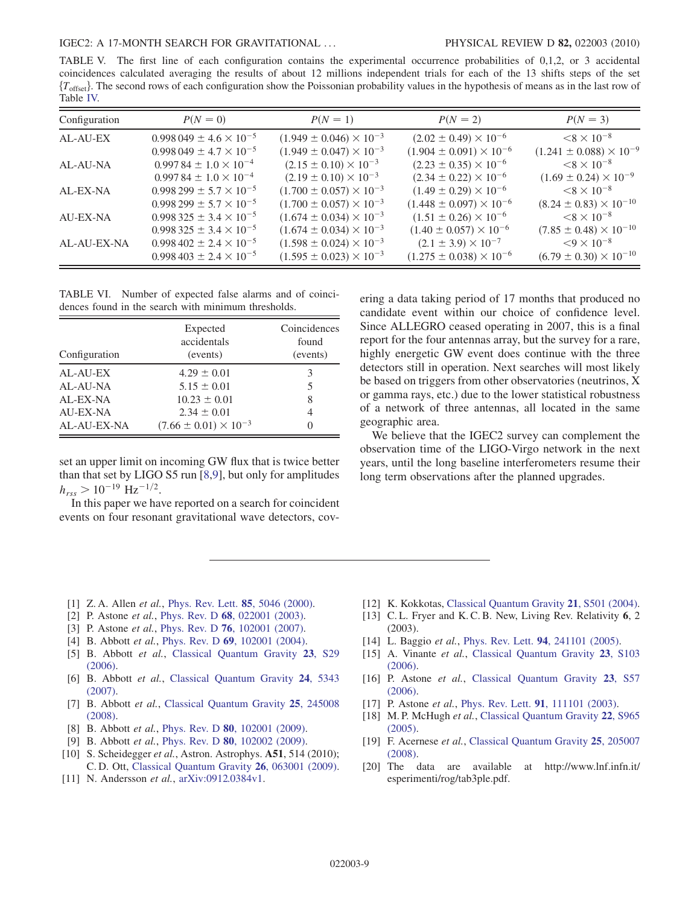TABLE V. The first line of each configuration contains the experimental occurrence probabilities of 0,1,2, or 3 accidental coincidences calculated averaging the results of about 12 millions independent trials for each of the 13 shifts steps of the set $\{T_{\mathrm{offset}}\}$. The second rows of each configuration show the Poissonian probability values in the hypothesis of means as in the last row of Table IV.

| Configuration | $P(N = 0)$ | $P(N = 1)$ | $P(N = 2)$ | $P(N = 3)$ |
|---|---|---|---|---|
| AL-AU-EX | $0.998\,049 \pm 4.6 \times 10^{-5}$ | $(1.949 \pm 0.046) \times 10^{-3}$ | $(2.02 \pm 0.49) \times 10^{-6}$ | $<8 \times 10^{-8}$ |
| | $0.998\,049 \pm 4.7 \times 10^{-5}$ | $(1.949 \pm 0.047) \times 10^{-3}$ | $(1.904 \pm 0.091) \times 10^{-6}$ | $(1.241 \pm 0.088) \times 10^{-9}$ |
| AL-AU-NA | $0.997\,84 \pm 1.0 \times 10^{-4}$ | $(2.15 \pm 0.10) \times 10^{-3}$ | $(2.23 \pm 0.35) \times 10^{-6}$ | $<8 \times 10^{-8}$ |
| | $0.997\,84 \pm 1.0 \times 10^{-4}$ | $(2.19 \pm 0.10) \times 10^{-3}$ | $(2.34 \pm 0.22) \times 10^{-6}$ | $(1.69 \pm 0.24) \times 10^{-9}$ |
| AL-EX-NA | $0.998\,299 \pm 5.7 \times 10^{-5}$ | $(1.700 \pm 0.057) \times 10^{-3}$ | $(1.49 \pm 0.29) \times 10^{-6}$ | $<8 \times 10^{-8}$ |
| | $0.998\,299 \pm 5.7 \times 10^{-5}$ | $(1.700 \pm 0.057) \times 10^{-3}$ | $(1.448 \pm 0.097) \times 10^{-6}$ | $(8.24 \pm 0.83) \times 10^{-10}$ |
| AU-EX-NA | $0.998\,325 \pm 3.4 \times 10^{-5}$ | $(1.674 \pm 0.034) \times 10^{-3}$ | $(1.51 \pm 0.26) \times 10^{-6}$ | $<8 \times 10^{-8}$ |
| | $0.998\,325 \pm 3.4 \times 10^{-5}$ | $(1.674 \pm 0.034) \times 10^{-3}$ | $(1.40 \pm 0.057) \times 10^{-6}$ | $(7.85 \pm 0.48) \times 10^{-10}$ |
| AL-AU-EX-NA | $0.998\,402 \pm 2.4 \times 10^{-5}$ | $(1.598 \pm 0.024) \times 10^{-3}$ | $(2.1 \pm 3.9) \times 10^{-7}$ | $<9 \times 10^{-8}$ |
| | $0.998\,403 \pm 2.4 \times 10^{-5}$ | $(1.595 \pm 0.023) \times 10^{-3}$ | $(1.275 \pm 0.038) \times 10^{-6}$ | $(6.79 \pm 0.30) \times 10^{-10}$ |

TABLE VI. Number of expected false alarms and of coincidences found in the search with minimum thresholds.

| Configuration | Expected accidentals (events) | Coincidences found (events) |
|---|---|---|
| AL-AU-EX | $4.29 \pm 0.01$ | 3 |
| AL-AU-NA | $5.15 \pm 0.01$ | 5 |
| AL-EX-NA | $10.23 \pm 0.01$ | 8 |
| AU-EX-NA | $2.34 \pm 0.01$ | 4 |
| AL-AU-EX-NA | $(7.66 \pm 0.01) \times 10^{-3}$ | 0 |

set an upper limit on incoming GW flux that is twice better than that set by LIGO S5 run [8,9], but only for amplitudes $h_{rss} > 10^{-19}\ \mathrm{Hz}^{-1/2}$.

In this paper we have reported on a search for coincident events on four resonant gravitational wave detectors, covering a data taking period of 17 months that produced no candidate event within our choice of confidence level. Since ALLEGRO ceased operating in 2007, this is a final report for the four antennas array, but the survey for a rare, highly energetic GW event does continue with the three detectors still in operation. Next searches will most likely be based on triggers from other observatories (neutrinos, X or gamma rays, etc.) due to the lower statistical robustness of a network of three antennas, all located in the same geographic area.

We believe that the IGEC2 survey can complement the observation time of the LIGO-Virgo network in the next years, until the long baseline interferometers resume their long term observations after the planned upgrades.

---

[1] Z. A. Allen *et al.*, Phys. Rev. Lett. **85**, 5046 (2000).
[2] P. Astone *et al.*, Phys. Rev. D **68**, 022001 (2003).
[3] P. Astone *et al.*, Phys. Rev. D **76**, 102001 (2007).
[4] B. Abbott *et al.*, Phys. Rev. D **69**, 102001 (2004).
[5] B. Abbott *et al.*, Classical Quantum Gravity **23**, S29 (2006).
[6] B. Abbott *et al.*, Classical Quantum Gravity **24**, 5343 (2007).
[7] B. Abbott *et al.*, Classical Quantum Gravity **25**, 245008 (2008).
[8] B. Abbott *et al.*, Phys. Rev. D **80**, 102001 (2009).
[9] B. Abbott *et al.*, Phys. Rev. D **80**, 102002 (2009).
[10] S. Scheidegger *et al.*, Astron. Astrophys. **A51**, 514 (2010); C. D. Ott, Classical Quantum Gravity **26**, 063001 (2009).
[11] N. Andersson *et al.*, arXiv:0912.0384v1.
[12] K. Kokkotas, Classical Quantum Gravity **21**, S501 (2004).
[13] C. L. Fryer and K. C. B. New, Living Rev. Relativity **6**, 2 (2003).
[14] L. Baggio *et al.*, Phys. Rev. Lett. **94**, 241101 (2005).
[15] A. Vinante *et al.*, Classical Quantum Gravity **23**, S103 (2006).
[16] P. Astone *et al.*, Classical Quantum Gravity **23**, S57 (2006).
[17] P. Astone *et al.*, Phys. Rev. Lett. **91**, 111101 (2003).
[18] M. P. McHugh *et al.*, Classical Quantum Gravity **22**, S965 (2005).
[19] F. Acernese *et al.*, Classical Quantum Gravity **25**, 205007 (2008).
[20] The data are available at http://www.lnf.infn.it/esperimenti/rog/tab3ple.pdf.